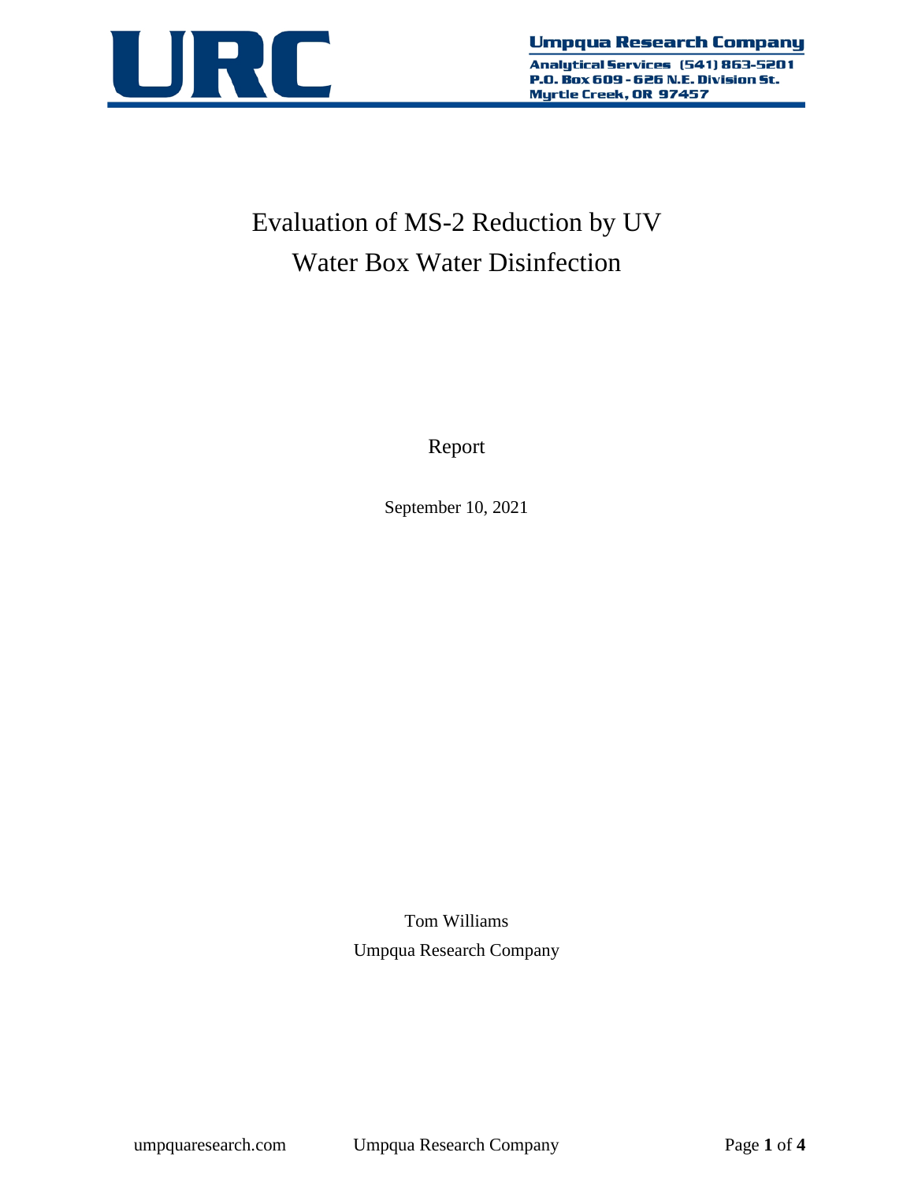**URC**

**Umpqua Research Company**
**Analytical Services (541) 863-5201**
**P.O. Box 609 - 626 N.E. Division St.**
**Myrtle Creek, OR 97457**

# Evaluation of MS-2 Reduction by UV Water Box Water Disinfection

Report

September 10, 2021

Tom Williams
Umpqua Research Company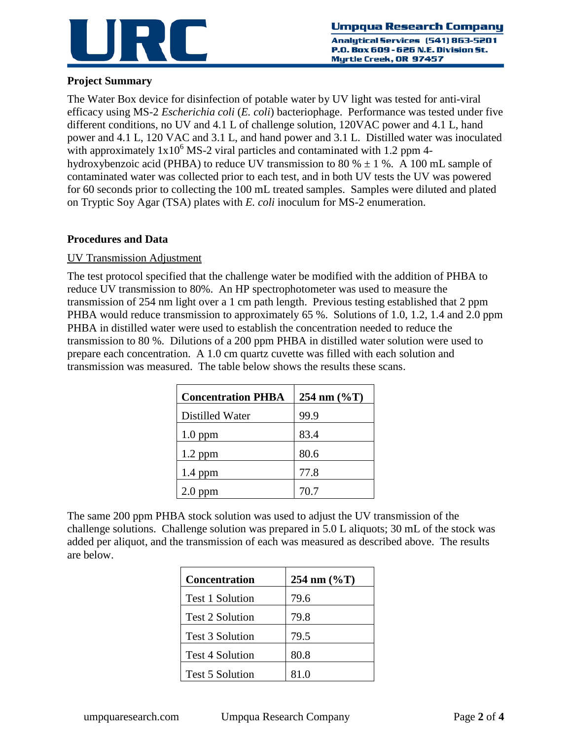**Project Summary**

The Water Box device for disinfection of potable water by UV light was tested for anti-viral efficacy using MS-2 *Escherichia coli* (*E. coli*) bacteriophage. Performance was tested under five different conditions, no UV and 4.1 L of challenge solution, 120VAC power and 4.1 L, hand power and 4.1 L, 120 VAC and 3.1 L, and hand power and 3.1 L. Distilled water was inoculated with approximately $1x10^6$ MS-2 viral particles and contaminated with 1.2 ppm 4-hydroxybenzoic acid (PHBA) to reduce UV transmission to 80 % ± 1 %. A 100 mL sample of contaminated water was collected prior to each test, and in both UV tests the UV was powered for 60 seconds prior to collecting the 100 mL treated samples. Samples were diluted and plated on Tryptic Soy Agar (TSA) plates with *E. coli* inoculum for MS-2 enumeration.

**Procedures and Data**

UV Transmission Adjustment

The test protocol specified that the challenge water be modified with the addition of PHBA to reduce UV transmission to 80%. An HP spectrophotometer was used to measure the transmission of 254 nm light over a 1 cm path length. Previous testing established that 2 ppm PHBA would reduce transmission to approximately 65 %. Solutions of 1.0, 1.2, 1.4 and 2.0 ppm PHBA in distilled water were used to establish the concentration needed to reduce the transmission to 80 %. Dilutions of a 200 ppm PHBA in distilled water solution were used to prepare each concentration. A 1.0 cm quartz cuvette was filled with each solution and transmission was measured. The table below shows the results these scans.

| Concentration PHBA | 254 nm (%T) |
|---|---|
| Distilled Water | 99.9 |
| 1.0 ppm | 83.4 |
| 1.2 ppm | 80.6 |
| 1.4 ppm | 77.8 |
| 2.0 ppm | 70.7 |

The same 200 ppm PHBA stock solution was used to adjust the UV transmission of the challenge solutions. Challenge solution was prepared in 5.0 L aliquots; 30 mL of the stock was added per aliquot, and the transmission of each was measured as described above. The results are below.

| Concentration | 254 nm (%T) |
|---|---|
| Test 1 Solution | 79.6 |
| Test 2 Solution | 79.8 |
| Test 3 Solution | 79.5 |
| Test 4 Solution | 80.8 |
| Test 5 Solution | 81.0 |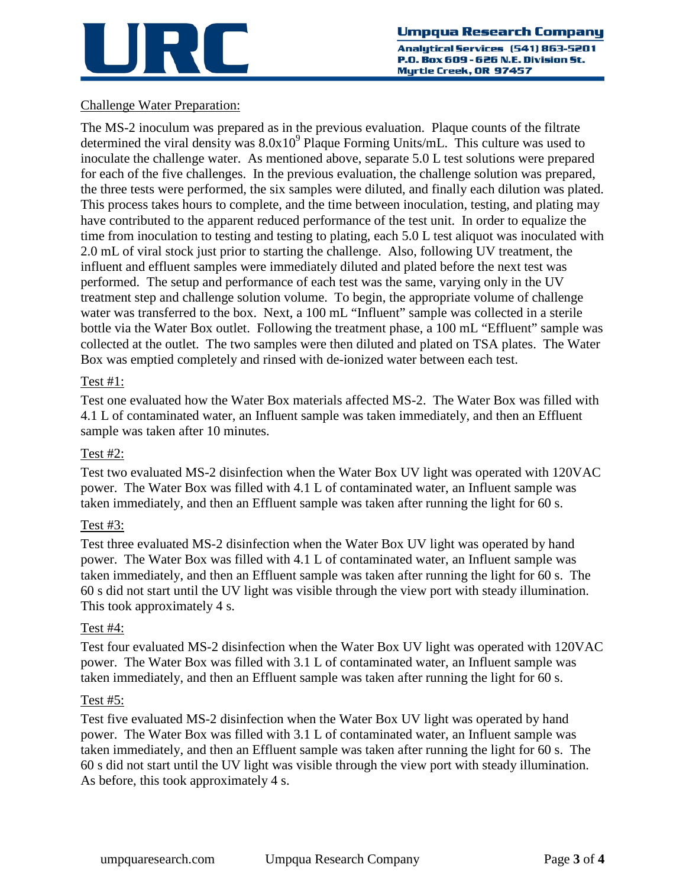Challenge Water Preparation:

The MS-2 inoculum was prepared as in the previous evaluation. Plaque counts of the filtrate determined the viral density was $8.0 \times 10^9$ Plaque Forming Units/mL. This culture was used to inoculate the challenge water. As mentioned above, separate 5.0 L test solutions were prepared for each of the five challenges. In the previous evaluation, the challenge solution was prepared, the three tests were performed, the six samples were diluted, and finally each dilution was plated. This process takes hours to complete, and the time between inoculation, testing, and plating may have contributed to the apparent reduced performance of the test unit. In order to equalize the time from inoculation to testing and testing to plating, each 5.0 L test aliquot was inoculated with 2.0 mL of viral stock just prior to starting the challenge. Also, following UV treatment, the influent and effluent samples were immediately diluted and plated before the next test was performed. The setup and performance of each test was the same, varying only in the UV treatment step and challenge solution volume. To begin, the appropriate volume of challenge water was transferred to the box. Next, a 100 mL "Influent" sample was collected in a sterile bottle via the Water Box outlet. Following the treatment phase, a 100 mL "Effluent" sample was collected at the outlet. The two samples were then diluted and plated on TSA plates. The Water Box was emptied completely and rinsed with de-ionized water between each test.

Test #1:

Test one evaluated how the Water Box materials affected MS-2. The Water Box was filled with 4.1 L of contaminated water, an Influent sample was taken immediately, and then an Effluent sample was taken after 10 minutes.

Test #2:

Test two evaluated MS-2 disinfection when the Water Box UV light was operated with 120VAC power. The Water Box was filled with 4.1 L of contaminated water, an Influent sample was taken immediately, and then an Effluent sample was taken after running the light for 60 s.

Test #3:

Test three evaluated MS-2 disinfection when the Water Box UV light was operated by hand power. The Water Box was filled with 4.1 L of contaminated water, an Influent sample was taken immediately, and then an Effluent sample was taken after running the light for 60 s. The 60 s did not start until the UV light was visible through the view port with steady illumination. This took approximately 4 s.

Test #4:

Test four evaluated MS-2 disinfection when the Water Box UV light was operated with 120VAC power. The Water Box was filled with 3.1 L of contaminated water, an Influent sample was taken immediately, and then an Effluent sample was taken after running the light for 60 s.

Test #5:

Test five evaluated MS-2 disinfection when the Water Box UV light was operated by hand power. The Water Box was filled with 3.1 L of contaminated water, an Influent sample was taken immediately, and then an Effluent sample was taken after running the light for 60 s. The 60 s did not start until the UV light was visible through the view port with steady illumination. As before, this took approximately 4 s.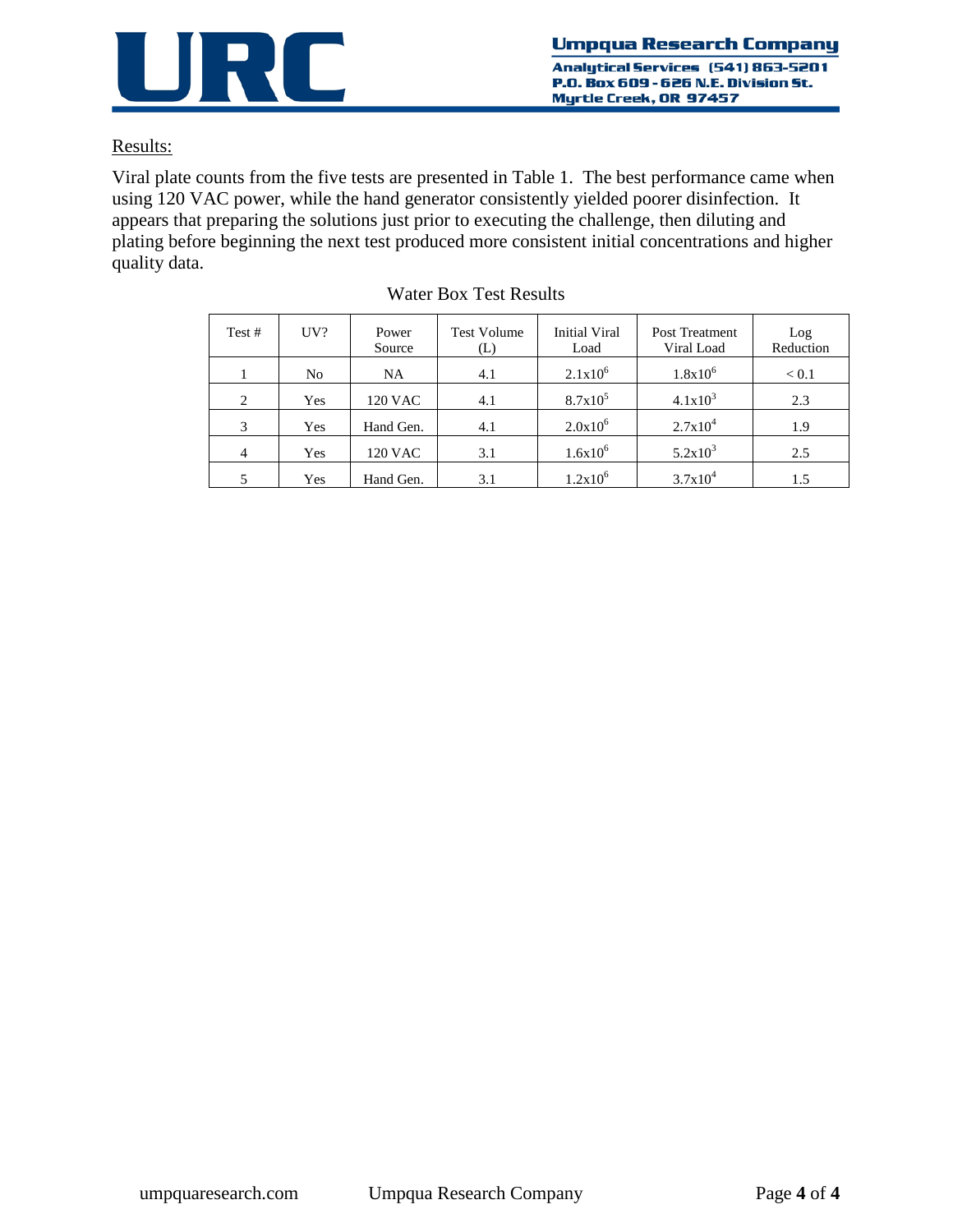Results:

Viral plate counts from the five tests are presented in Table 1. The best performance came when using 120 VAC power, while the hand generator consistently yielded poorer disinfection. It appears that preparing the solutions just prior to executing the challenge, then diluting and plating before beginning the next test produced more consistent initial concentrations and higher quality data.

Water Box Test Results

| Test # | UV? | Power Source | Test Volume (L) | Initial Viral Load | Post Treatment Viral Load | Log Reduction |
|---|---|---|---|---|---|---|
| 1 | No | NA | 4.1 | $2.1 \times 10^6$ | $1.8 \times 10^6$ | < 0.1 |
| 2 | Yes | 120 VAC | 4.1 | $8.7 \times 10^5$ | $4.1 \times 10^3$ | 2.3 |
| 3 | Yes | Hand Gen. | 4.1 | $2.0 \times 10^6$ | $2.7 \times 10^4$ | 1.9 |
| 4 | Yes | 120 VAC | 3.1 | $1.6 \times 10^6$ | $5.2 \times 10^3$ | 2.5 |
| 5 | Yes | Hand Gen. | 3.1 | $1.2 \times 10^6$ | $3.7 \times 10^4$ | 1.5 |